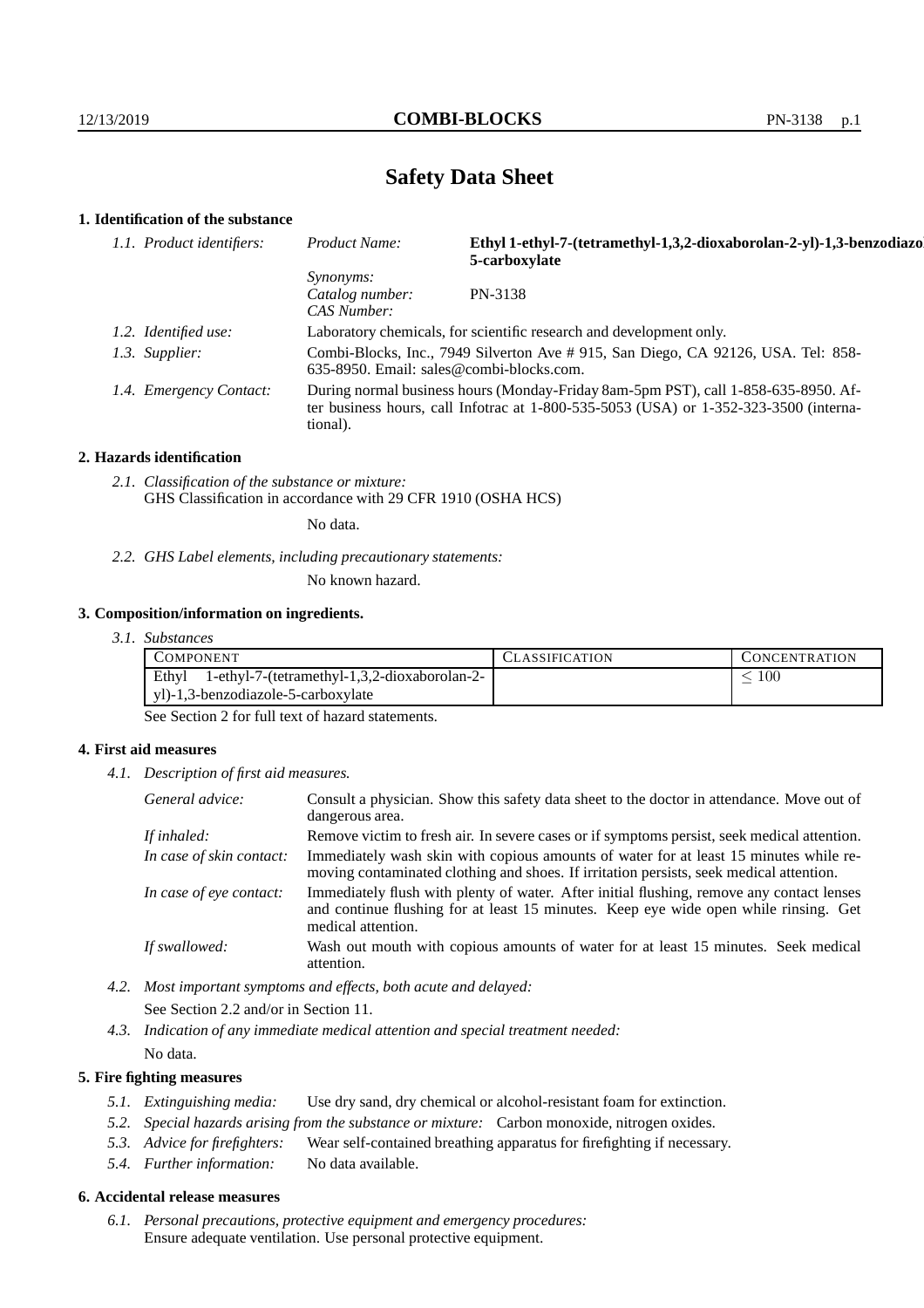# Safety Data Sheet

## 1. Identification of the substance

| | | |
|---|---|---|
| *1.1. Product identifiers:* | *Product Name:* | **Ethyl 1-ethyl-7-(tetramethyl-1,3,2-dioxaborolan-2-yl)-1,3-benzodiazole-5-carboxylate** |
| | *Synonyms:* | |
| | *Catalog number:* | PN-3138 |
| | *CAS Number:* | |
| *1.2. Identified use:* | Laboratory chemicals, for scientific research and development only. | |
| *1.3. Supplier:* | Combi-Blocks, Inc., 7949 Silverton Ave # 915, San Diego, CA 92126, USA. Tel: 858-635-8950. Email: sales@combi-blocks.com. | |
| *1.4. Emergency Contact:* | During normal business hours (Monday-Friday 8am-5pm PST), call 1-858-635-8950. After business hours, call Infotrac at 1-800-535-5053 (USA) or 1-352-323-3500 (international). | |

## 2. Hazards identification

*2.1. Classification of the substance or mixture:*
GHS Classification in accordance with 29 CFR 1910 (OSHA HCS)

No data.

*2.2. GHS Label elements, including precautionary statements:*

No known hazard.

## 3. Composition/information on ingredients.

*3.1. Substances*

| COMPONENT | CLASSIFICATION | CONCENTRATION |
|---|---|---|
| Ethyl 1-ethyl-7-(tetramethyl-1,3,2-dioxaborolan-2-yl)-1,3-benzodiazole-5-carboxylate | | $\leq 100$ |

See Section 2 for full text of hazard statements.

## 4. First aid measures

*4.1. Description of first aid measures.*

| | |
|---|---|
| *General advice:* | Consult a physician. Show this safety data sheet to the doctor in attendance. Move out of dangerous area. |
| *If inhaled:* | Remove victim to fresh air. In severe cases or if symptoms persist, seek medical attention. |
| *In case of skin contact:* | Immediately wash skin with copious amounts of water for at least 15 minutes while removing contaminated clothing and shoes. If irritation persists, seek medical attention. |
| *In case of eye contact:* | Immediately flush with plenty of water. After initial flushing, remove any contact lenses and continue flushing for at least 15 minutes. Keep eye wide open while rinsing. Get medical attention. |
| *If swallowed:* | Wash out mouth with copious amounts of water for at least 15 minutes. Seek medical attention. |

*4.2. Most important symptoms and effects, both acute and delayed:*

See Section 2.2 and/or in Section 11.

*4.3. Indication of any immediate medical attention and special treatment needed:*

No data.

## 5. Fire fighting measures

*5.1. Extinguishing media:* Use dry sand, dry chemical or alcohol-resistant foam for extinction.

*5.2. Special hazards arising from the substance or mixture:* Carbon monoxide, nitrogen oxides.

*5.3. Advice for firefighters:* Wear self-contained breathing apparatus for firefighting if necessary.

*5.4. Further information:* No data available.

## 6. Accidental release measures

*6.1. Personal precautions, protective equipment and emergency procedures:*
Ensure adequate ventilation. Use personal protective equipment.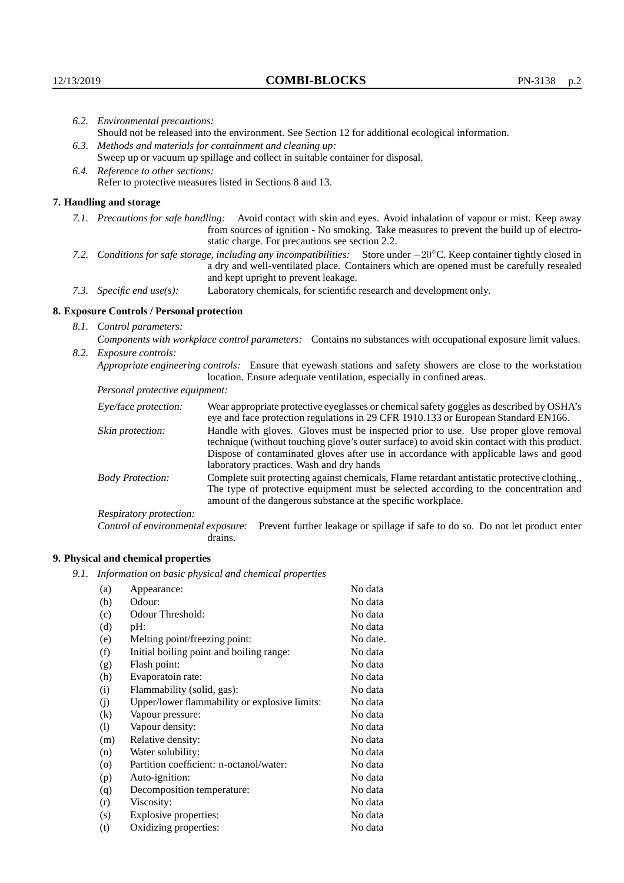*6.2. Environmental precautions:*
Should not be released into the environment. See Section 12 for additional ecological information.

*6.3. Methods and materials for containment and cleaning up:*
Sweep up or vacuum up spillage and collect in suitable container for disposal.

*6.4. Reference to other sections:*
Refer to protective measures listed in Sections 8 and 13.

## 7. Handling and storage

*7.1. Precautions for safe handling:* Avoid contact with skin and eyes. Avoid inhalation of vapour or mist. Keep away from sources of ignition - No smoking. Take measures to prevent the build up of electrostatic charge. For precautions see section 2.2.

*7.2. Conditions for safe storage, including any incompatibilities:* Store under $-20^{\circ}$C. Keep container tightly closed in a dry and well-ventilated place. Containers which are opened must be carefully resealed and kept upright to prevent leakage.

*7.3. Specific end use(s):* Laboratory chemicals, for scientific research and development only.

## 8. Exposure Controls / Personal protection

*8.1. Control parameters:*
*Components with workplace control parameters:* Contains no substances with occupational exposure limit values.

*8.2. Exposure controls:*
*Appropriate engineering controls:* Ensure that eyewash stations and safety showers are close to the workstation location. Ensure adequate ventilation, especially in confined areas.

*Personal protective equipment:*

*Eye/face protection:* Wear appropriate protective eyeglasses or chemical safety goggles as described by OSHA's eye and face protection regulations in 29 CFR 1910.133 or European Standard EN166.

*Skin protection:* Handle with gloves. Gloves must be inspected prior to use. Use proper glove removal technique (without touching glove's outer surface) to avoid skin contact with this product. Dispose of contaminated gloves after use in accordance with applicable laws and good laboratory practices. Wash and dry hands

*Body Protection:* Complete suit protecting against chemicals, Flame retardant antistatic protective clothing., The type of protective equipment must be selected according to the concentration and amount of the dangerous substance at the specific workplace.

*Respiratory protection:*

*Control of environmental exposure:* Prevent further leakage or spillage if safe to do so. Do not let product enter drains.

## 9. Physical and chemical properties

*9.1. Information on basic physical and chemical properties*

| | | |
|---|---|---|
| (a) | Appearance: | No data |
| (b) | Odour: | No data |
| (c) | Odour Threshold: | No data |
| (d) | pH: | No data |
| (e) | Melting point/freezing point: | No date. |
| (f) | Initial boiling point and boiling range: | No data |
| (g) | Flash point: | No data |
| (h) | Evaporatoin rate: | No data |
| (i) | Flammability (solid, gas): | No data |
| (j) | Upper/lower flammability or explosive limits: | No data |
| (k) | Vapour pressure: | No data |
| (l) | Vapour density: | No data |
| (m) | Relative density: | No data |
| (n) | Water solubility: | No data |
| (o) | Partition coefficient: n-octanol/water: | No data |
| (p) | Auto-ignition: | No data |
| (q) | Decomposition temperature: | No data |
| (r) | Viscosity: | No data |
| (s) | Explosive properties: | No data |
| (t) | Oxidizing properties: | No data |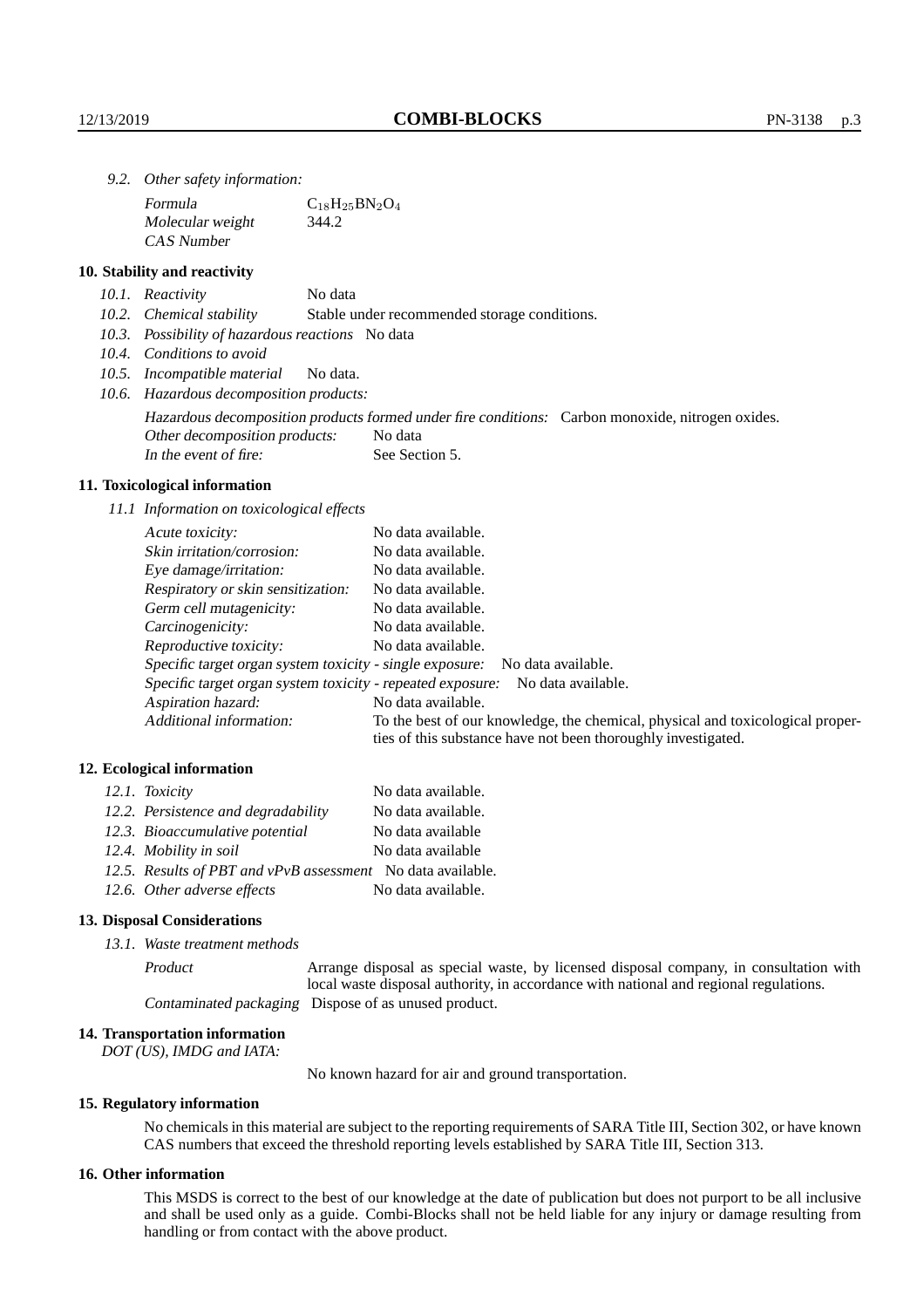*9.2. Other safety information:*

| | |
|---|---|
| *Formula* | $C_{18}H_{25}BN_2O_4$ |
| *Molecular weight* | 344.2 |
| *CAS Number* | |

## 10. Stability and reactivity

- *10.1. Reactivity* No data
- *10.2. Chemical stability* Stable under recommended storage conditions.
- *10.3. Possibility of hazardous reactions* No data
- *10.4. Conditions to avoid*
- *10.5. Incompatible material* No data.
- *10.6. Hazardous decomposition products:*

*Hazardous decomposition products formed under fire conditions:* Carbon monoxide, nitrogen oxides.
*Other decomposition products:* No data
*In the event of fire:* See Section 5.

## 11. Toxicological information

*11.1 Information on toxicological effects*

| | |
|---|---|
| *Acute toxicity:* | No data available. |
| *Skin irritation/corrosion:* | No data available. |
| *Eye damage/irritation:* | No data available. |
| *Respiratory or skin sensitization:* | No data available. |
| *Germ cell mutagenicity:* | No data available. |
| *Carcinogenicity:* | No data available. |
| *Reproductive toxicity:* | No data available. |
| *Specific target organ system toxicity - single exposure:* | No data available. |
| *Specific target organ system toxicity - repeated exposure:* | No data available. |
| *Aspiration hazard:* | No data available. |
| *Additional information:* | To the best of our knowledge, the chemical, physical and toxicological properties of this substance have not been thoroughly investigated. |

## 12. Ecological information

| | |
|---|---|
| *12.1. Toxicity* | No data available. |
| *12.2. Persistence and degradability* | No data available. |
| *12.3. Bioaccumulative potential* | No data available |
| *12.4. Mobility in soil* | No data available |
| *12.5. Results of PBT and vPvB assessment* | No data available. |
| *12.6. Other adverse effects* | No data available. |

## 13. Disposal Considerations

*13.1. Waste treatment methods*

*Product* Arrange disposal as special waste, by licensed disposal company, in consultation with local waste disposal authority, in accordance with national and regional regulations.
*Contaminated packaging* Dispose of as unused product.

## 14. Transportation information

*DOT (US), IMDG and IATA:*

No known hazard for air and ground transportation.

## 15. Regulatory information

No chemicals in this material are subject to the reporting requirements of SARA Title III, Section 302, or have known CAS numbers that exceed the threshold reporting levels established by SARA Title III, Section 313.

## 16. Other information

This MSDS is correct to the best of our knowledge at the date of publication but does not purport to be all inclusive and shall be used only as a guide. Combi-Blocks shall not be held liable for any injury or damage resulting from handling or from contact with the above product.